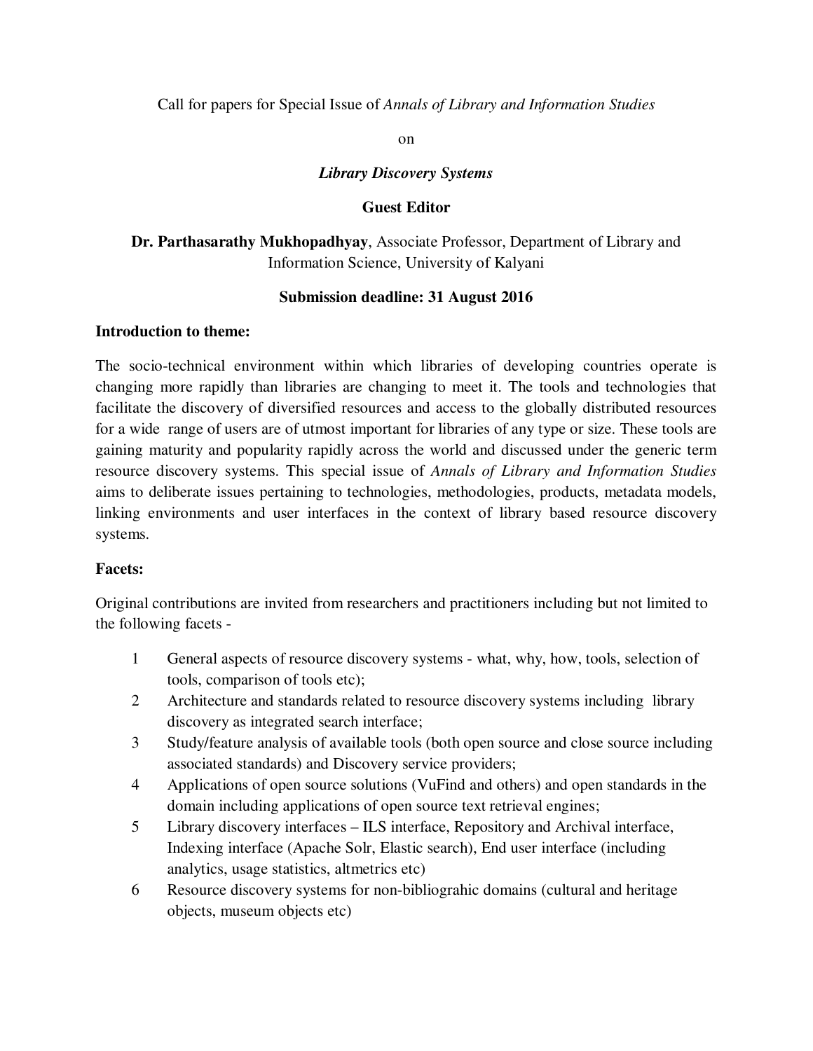Call for papers for Special Issue of *Annals of Library and Information Studies*

on

***Library Discovery Systems***

**Guest Editor**

**Dr. Parthasarathy Mukhopadhyay**, Associate Professor, Department of Library and Information Science, University of Kalyani

**Submission deadline: 31 August 2016**

**Introduction to theme:**

The socio-technical environment within which libraries of developing countries operate is changing more rapidly than libraries are changing to meet it. The tools and technologies that facilitate the discovery of diversified resources and access to the globally distributed resources for a wide range of users are of utmost important for libraries of any type or size. These tools are gaining maturity and popularity rapidly across the world and discussed under the generic term resource discovery systems. This special issue of *Annals of Library and Information Studies* aims to deliberate issues pertaining to technologies, methodologies, products, metadata models, linking environments and user interfaces in the context of library based resource discovery systems.

**Facets:**

Original contributions are invited from researchers and practitioners including but not limited to the following facets -

1. General aspects of resource discovery systems - what, why, how, tools, selection of tools, comparison of tools etc);
2. Architecture and standards related to resource discovery systems including library discovery as integrated search interface;
3. Study/feature analysis of available tools (both open source and close source including associated standards) and Discovery service providers;
4. Applications of open source solutions (VuFind and others) and open standards in the domain including applications of open source text retrieval engines;
5. Library discovery interfaces – ILS interface, Repository and Archival interface, Indexing interface (Apache Solr, Elastic search), End user interface (including analytics, usage statistics, altmetrics etc)
6. Resource discovery systems for non-bibliograhic domains (cultural and heritage objects, museum objects etc)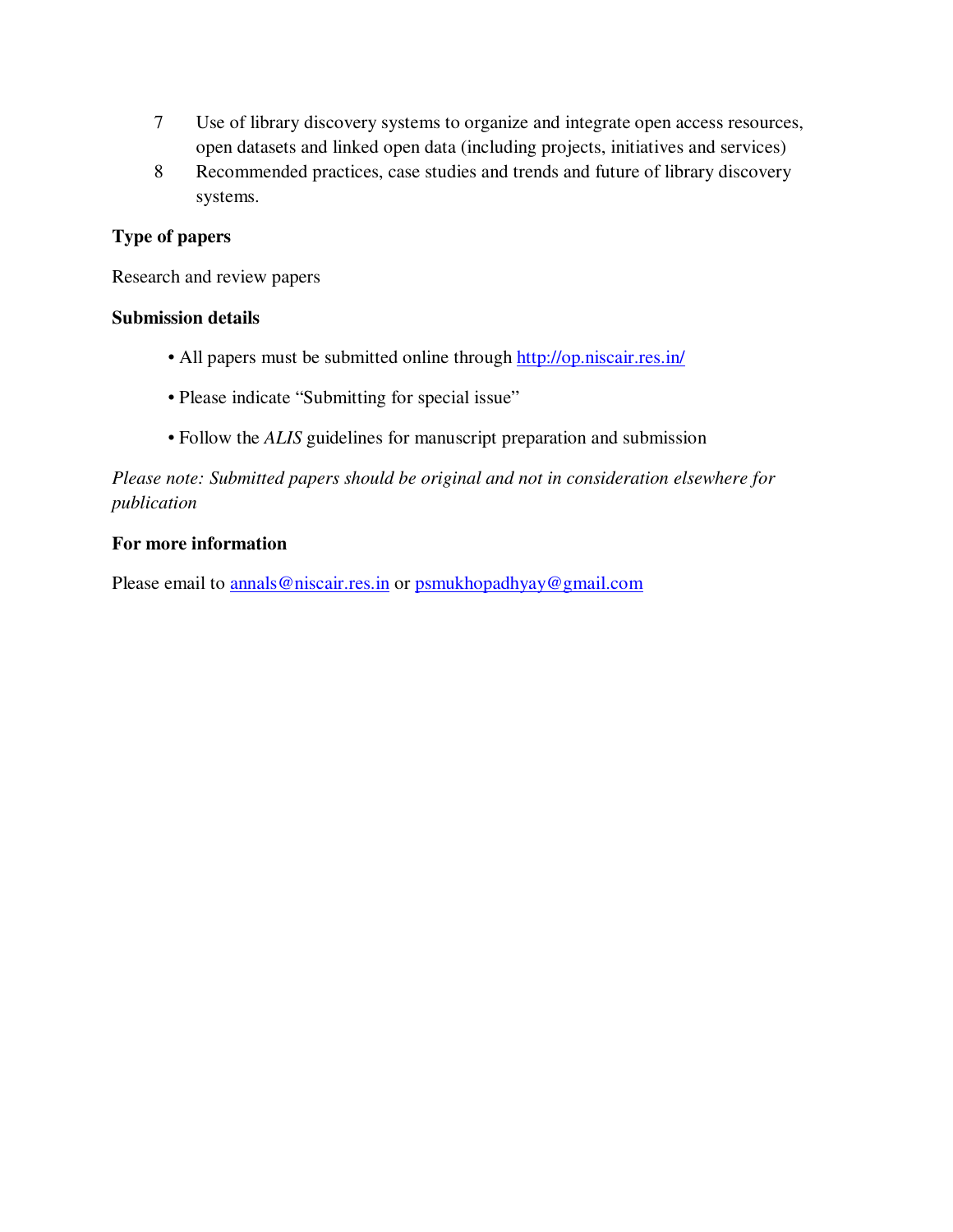7. Use of library discovery systems to organize and integrate open access resources, open datasets and linked open data (including projects, initiatives and services)
8. Recommended practices, case studies and trends and future of library discovery systems.

**Type of papers**

Research and review papers

**Submission details**

- All papers must be submitted online through http://op.niscair.res.in/
- Please indicate "Submitting for special issue"
- Follow the *ALIS* guidelines for manuscript preparation and submission

*Please note: Submitted papers should be original and not in consideration elsewhere for publication*

**For more information**

Please email to annals@niscair.res.in or psmukhopadhyay@gmail.com